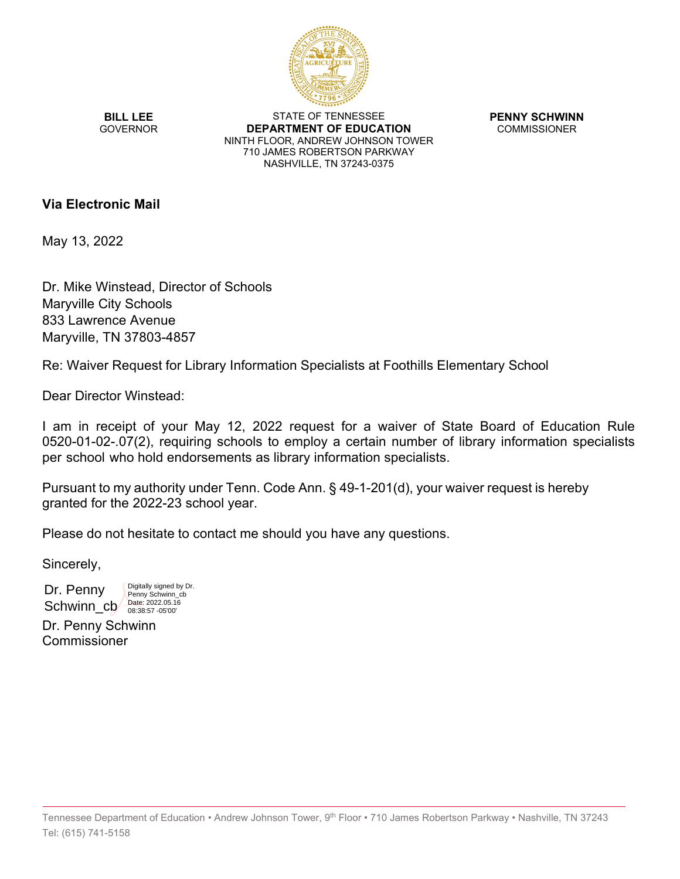**BILL LEE**
GOVERNOR

STATE OF TENNESSEE
**DEPARTMENT OF EDUCATION**
NINTH FLOOR, ANDREW JOHNSON TOWER
710 JAMES ROBERTSON PARKWAY
NASHVILLE, TN 37243-0375

**PENNY SCHWINN**
COMMISSIONER

**Via Electronic Mail**

May 13, 2022

Dr. Mike Winstead, Director of Schools
Maryville City Schools
833 Lawrence Avenue
Maryville, TN 37803-4857

Re: Waiver Request for Library Information Specialists at Foothills Elementary School

Dear Director Winstead:

I am in receipt of your May 12, 2022 request for a waiver of State Board of Education Rule 0520-01-02-.07(2), requiring schools to employ a certain number of library information specialists per school who hold endorsements as library information specialists.

Pursuant to my authority under Tenn. Code Ann. § 49-1-201(d), your waiver request is hereby granted for the 2022-23 school year.

Please do not hesitate to contact me should you have any questions.

Sincerely,

Dr. Penny Schwinn_cb
Digitally signed by Dr. Penny Schwinn_cb
Date: 2022.05.16 08:38:57 -05'00'

Dr. Penny Schwinn
Commissioner

Tennessee Department of Education • Andrew Johnson Tower, 9th Floor • 710 James Robertson Parkway • Nashville, TN 37243
Tel: (615) 741-5158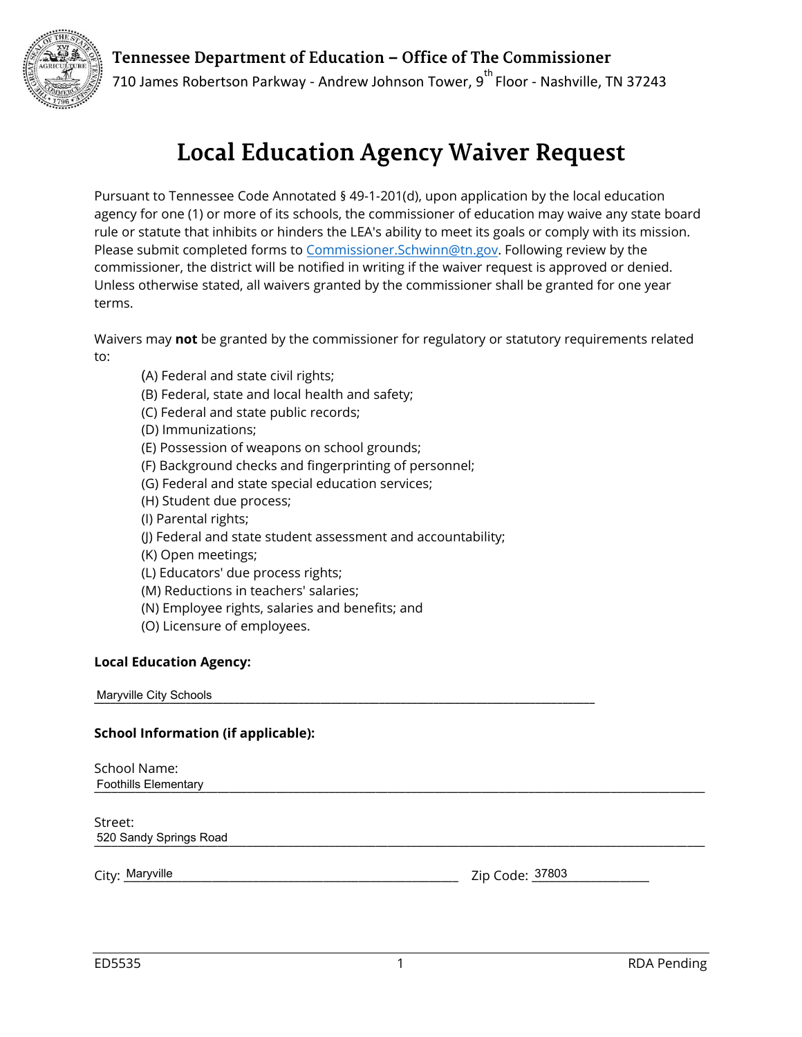**Tennessee Department of Education – Office of The Commissioner**

710 James Robertson Parkway - Andrew Johnson Tower, 9th Floor - Nashville, TN 37243

# Local Education Agency Waiver Request

Pursuant to Tennessee Code Annotated § 49-1-201(d), upon application by the local education agency for one (1) or more of its schools, the commissioner of education may waive any state board rule or statute that inhibits or hinders the LEA's ability to meet its goals or comply with its mission. Please submit completed forms to Commissioner.Schwinn@tn.gov. Following review by the commissioner, the district will be notified in writing if the waiver request is approved or denied. Unless otherwise stated, all waivers granted by the commissioner shall be granted for one year terms.

Waivers may **not** be granted by the commissioner for regulatory or statutory requirements related to:

(A) Federal and state civil rights;
(B) Federal, state and local health and safety;
(C) Federal and state public records;
(D) Immunizations;
(E) Possession of weapons on school grounds;
(F) Background checks and fingerprinting of personnel;
(G) Federal and state special education services;
(H) Student due process;
(I) Parental rights;
(J) Federal and state student assessment and accountability;
(K) Open meetings;
(L) Educators' due process rights;
(M) Reductions in teachers' salaries;
(N) Employee rights, salaries and benefits; and
(O) Licensure of employees.

**Local Education Agency:**

Maryville City Schools

**School Information (if applicable):**

School Name: Foothills Elementary

Street: 520 Sandy Springs Road

City: Maryville    Zip Code: 37803

ED5535    RDA Pending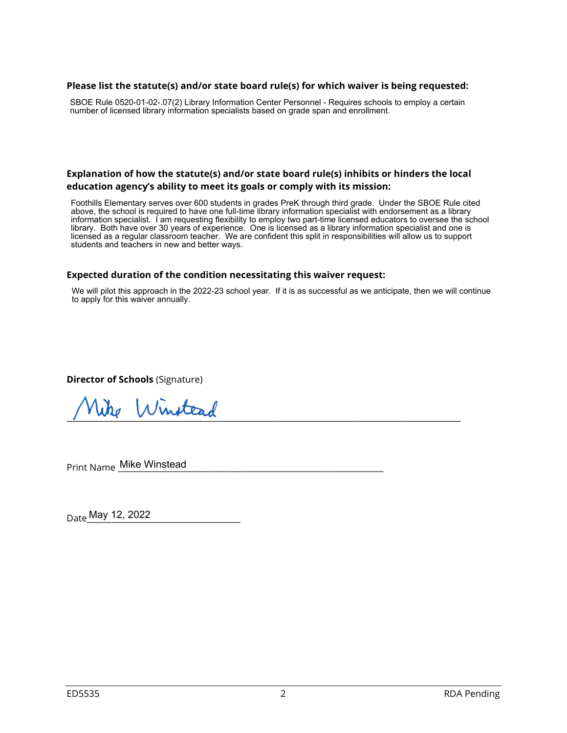**Please list the statute(s) and/or state board rule(s) for which waiver is being requested:**

SBOE Rule 0520-01-02-.07(2) Library Information Center Personnel - Requires schools to employ a certain number of licensed library information specialists based on grade span and enrollment.

**Explanation of how the statute(s) and/or state board rule(s) inhibits or hinders the local education agency's ability to meet its goals or comply with its mission:**

Foothills Elementary serves over 600 students in grades PreK through third grade. Under the SBOE Rule cited above, the school is required to have one full-time library information specialist with endorsement as a library information specialist. I am requesting flexibility to employ two part-time licensed educators to oversee the school library. Both have over 30 years of experience. One is licensed as a library information specialist and one is licensed as a regular classroom teacher. We are confident this split in responsibilities will allow us to support students and teachers in new and better ways.

**Expected duration of the condition necessitating this waiver request:**

We will pilot this approach in the 2022-23 school year. If it is as successful as we anticipate, then we will continue to apply for this waiver annually.

**Director of Schools** (Signature)

Mike Winstead

Print Name Mike Winstead

Date May 12, 2022